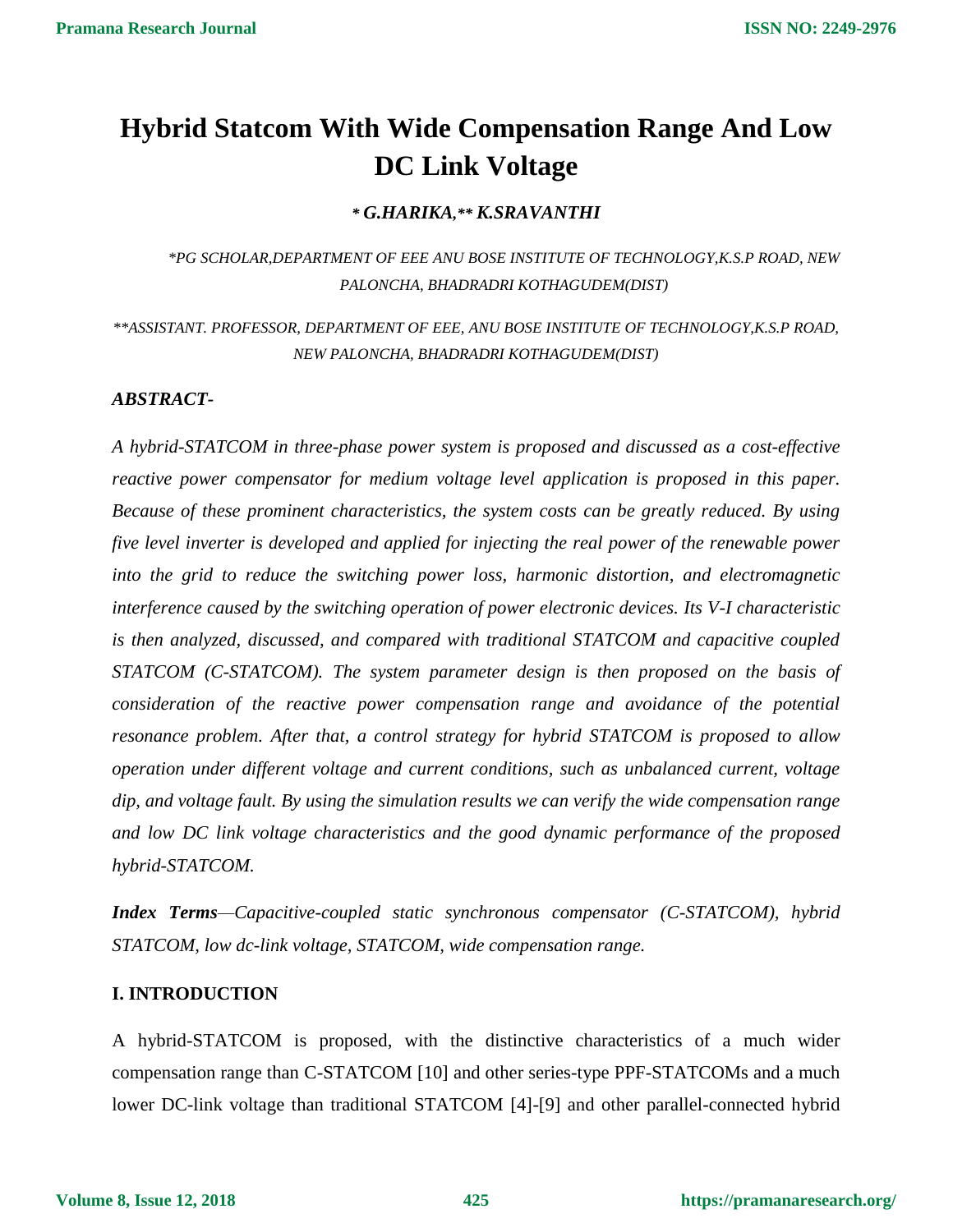# Hybrid Statcom With Wide Compensation Range And Low DC Link Voltage

***\* G.HARIKA,\*\* K.SRAVANTHI***

*\*PG SCHOLAR,DEPARTMENT OF EEE ANU BOSE INSTITUTE OF TECHNOLOGY,K.S.P ROAD, NEW PALONCHA, BHADRADRI KOTHAGUDEM(DIST)*

*\*\*ASSISTANT. PROFESSOR, DEPARTMENT OF EEE, ANU BOSE INSTITUTE OF TECHNOLOGY,K.S.P ROAD, NEW PALONCHA, BHADRADRI KOTHAGUDEM(DIST)*

***ABSTRACT-***

*A hybrid-STATCOM in three-phase power system is proposed and discussed as a cost-effective reactive power compensator for medium voltage level application is proposed in this paper. Because of these prominent characteristics, the system costs can be greatly reduced. By using five level inverter is developed and applied for injecting the real power of the renewable power into the grid to reduce the switching power loss, harmonic distortion, and electromagnetic interference caused by the switching operation of power electronic devices. Its V-I characteristic is then analyzed, discussed, and compared with traditional STATCOM and capacitive coupled STATCOM (C-STATCOM). The system parameter design is then proposed on the basis of consideration of the reactive power compensation range and avoidance of the potential resonance problem. After that, a control strategy for hybrid STATCOM is proposed to allow operation under different voltage and current conditions, such as unbalanced current, voltage dip, and voltage fault. By using the simulation results we can verify the wide compensation range and low DC link voltage characteristics and the good dynamic performance of the proposed hybrid-STATCOM.*

***Index Terms****—Capacitive-coupled static synchronous compensator (C-STATCOM), hybrid STATCOM, low dc-link voltage, STATCOM, wide compensation range.*

## I. INTRODUCTION

A hybrid-STATCOM is proposed, with the distinctive characteristics of a much wider compensation range than C-STATCOM [10] and other series-type PPF-STATCOMs and a much lower DC-link voltage than traditional STATCOM [4]-[9] and other parallel-connected hybrid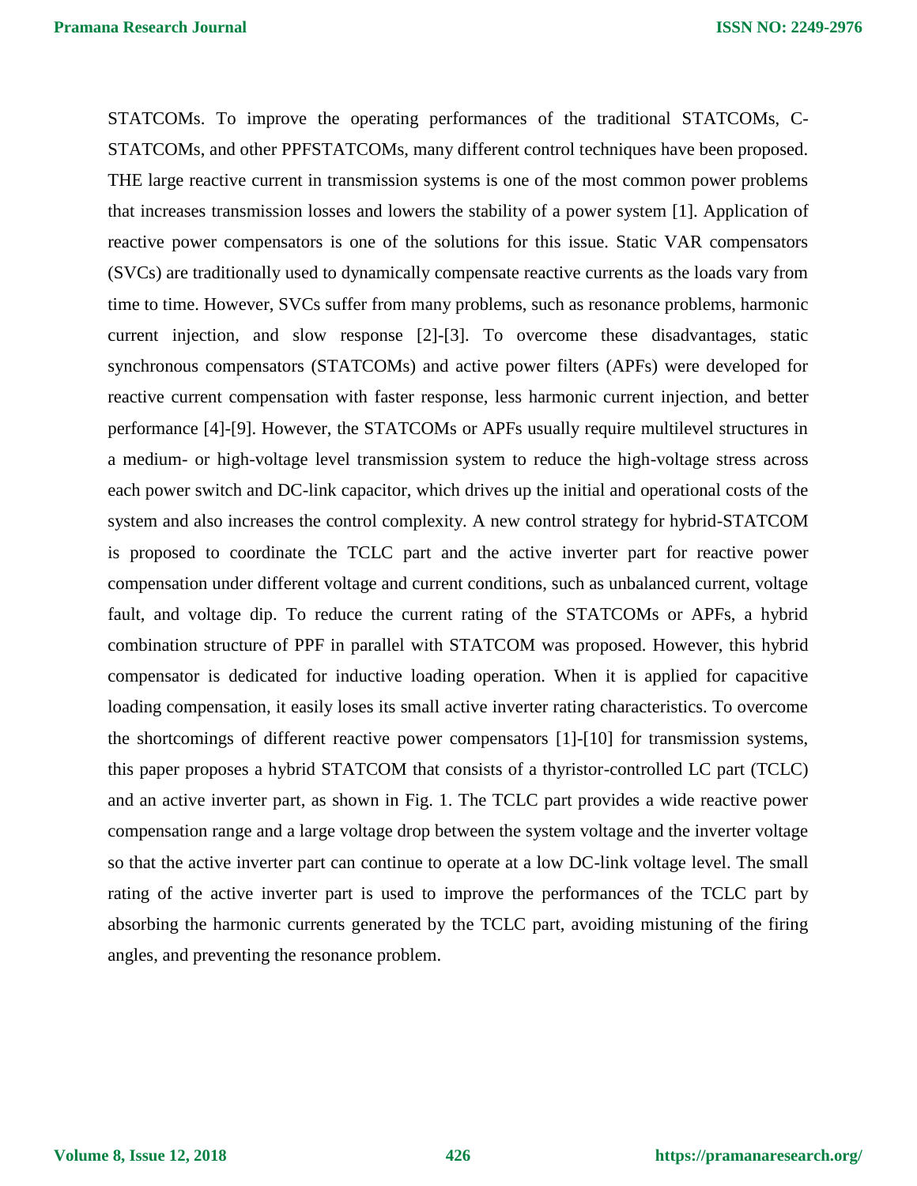STATCOMs. To improve the operating performances of the traditional STATCOMs, C-STATCOMs, and other PPFSTATCOMs, many different control techniques have been proposed. THE large reactive current in transmission systems is one of the most common power problems that increases transmission losses and lowers the stability of a power system [1]. Application of reactive power compensators is one of the solutions for this issue. Static VAR compensators (SVCs) are traditionally used to dynamically compensate reactive currents as the loads vary from time to time. However, SVCs suffer from many problems, such as resonance problems, harmonic current injection, and slow response [2]-[3]. To overcome these disadvantages, static synchronous compensators (STATCOMs) and active power filters (APFs) were developed for reactive current compensation with faster response, less harmonic current injection, and better performance [4]-[9]. However, the STATCOMs or APFs usually require multilevel structures in a medium- or high-voltage level transmission system to reduce the high-voltage stress across each power switch and DC-link capacitor, which drives up the initial and operational costs of the system and also increases the control complexity. A new control strategy for hybrid-STATCOM is proposed to coordinate the TCLC part and the active inverter part for reactive power compensation under different voltage and current conditions, such as unbalanced current, voltage fault, and voltage dip. To reduce the current rating of the STATCOMs or APFs, a hybrid combination structure of PPF in parallel with STATCOM was proposed. However, this hybrid compensator is dedicated for inductive loading operation. When it is applied for capacitive loading compensation, it easily loses its small active inverter rating characteristics. To overcome the shortcomings of different reactive power compensators [1]-[10] for transmission systems, this paper proposes a hybrid STATCOM that consists of a thyristor-controlled LC part (TCLC) and an active inverter part, as shown in Fig. 1. The TCLC part provides a wide reactive power compensation range and a large voltage drop between the system voltage and the inverter voltage so that the active inverter part can continue to operate at a low DC-link voltage level. The small rating of the active inverter part is used to improve the performances of the TCLC part by absorbing the harmonic currents generated by the TCLC part, avoiding mistuning of the firing angles, and preventing the resonance problem.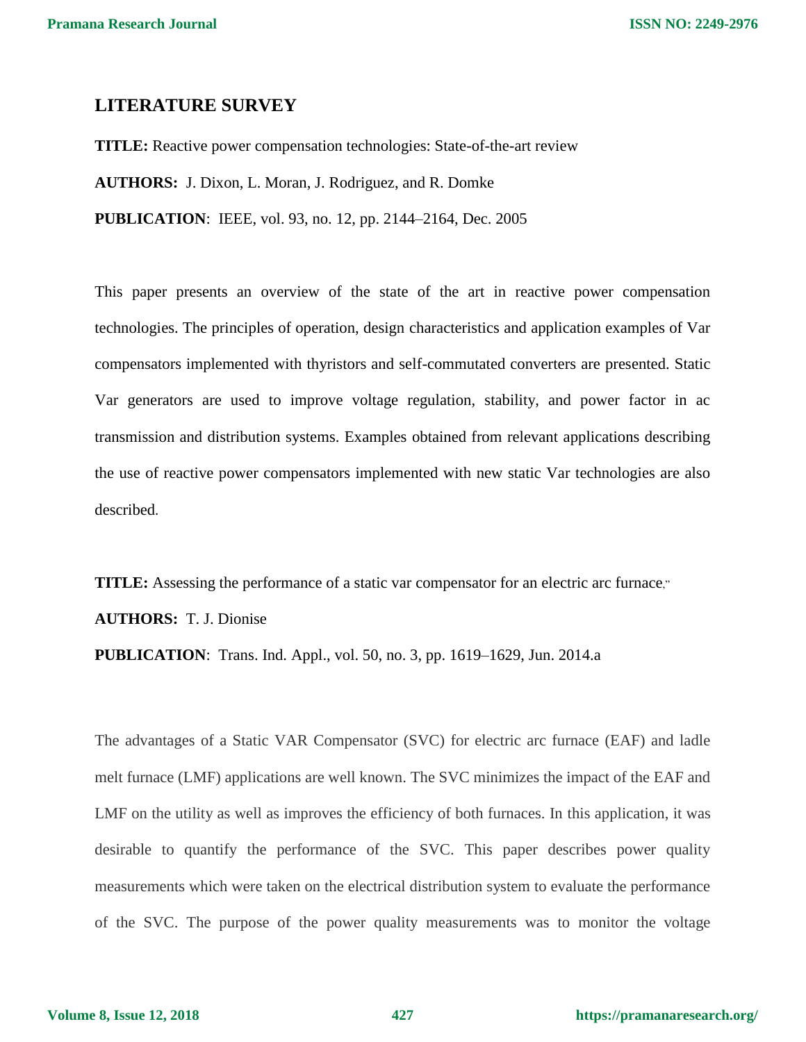## LITERATURE SURVEY

**TITLE:** Reactive power compensation technologies: State-of-the-art review

**AUTHORS:** J. Dixon, L. Moran, J. Rodriguez, and R. Domke

**PUBLICATION**: IEEE, vol. 93, no. 12, pp. 2144–2164, Dec. 2005

This paper presents an overview of the state of the art in reactive power compensation technologies. The principles of operation, design characteristics and application examples of Var compensators implemented with thyristors and self-commutated converters are presented. Static Var generators are used to improve voltage regulation, stability, and power factor in ac transmission and distribution systems. Examples obtained from relevant applications describing the use of reactive power compensators implemented with new static Var technologies are also described.

**TITLE:** Assessing the performance of a static var compensator for an electric arc furnace,"

**AUTHORS:** T. J. Dionise

**PUBLICATION**: Trans. Ind. Appl., vol. 50, no. 3, pp. 1619–1629, Jun. 2014.a

The advantages of a Static VAR Compensator (SVC) for electric arc furnace (EAF) and ladle melt furnace (LMF) applications are well known. The SVC minimizes the impact of the EAF and LMF on the utility as well as improves the efficiency of both furnaces. In this application, it was desirable to quantify the performance of the SVC. This paper describes power quality measurements which were taken on the electrical distribution system to evaluate the performance of the SVC. The purpose of the power quality measurements was to monitor the voltage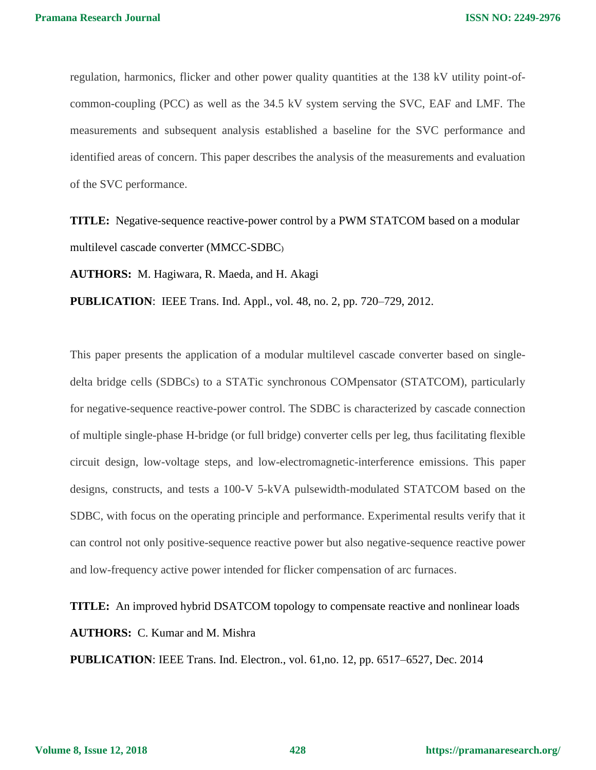regulation, harmonics, flicker and other power quality quantities at the 138 kV utility point-of-common-coupling (PCC) as well as the 34.5 kV system serving the SVC, EAF and LMF. The measurements and subsequent analysis established a baseline for the SVC performance and identified areas of concern. This paper describes the analysis of the measurements and evaluation of the SVC performance.

**TITLE:** Negative-sequence reactive-power control by a PWM STATCOM based on a modular multilevel cascade converter (MMCC-SDBC)

**AUTHORS:** M. Hagiwara, R. Maeda, and H. Akagi

**PUBLICATION**: IEEE Trans. Ind. Appl., vol. 48, no. 2, pp. 720–729, 2012.

This paper presents the application of a modular multilevel cascade converter based on single-delta bridge cells (SDBCs) to a STATic synchronous COMpensator (STATCOM), particularly for negative-sequence reactive-power control. The SDBC is characterized by cascade connection of multiple single-phase H-bridge (or full bridge) converter cells per leg, thus facilitating flexible circuit design, low-voltage steps, and low-electromagnetic-interference emissions. This paper designs, constructs, and tests a 100-V 5-kVA pulsewidth-modulated STATCOM based on the SDBC, with focus on the operating principle and performance. Experimental results verify that it can control not only positive-sequence reactive power but also negative-sequence reactive power and low-frequency active power intended for flicker compensation of arc furnaces.

**TITLE:** An improved hybrid DSATCOM topology to compensate reactive and nonlinear loads

**AUTHORS:** C. Kumar and M. Mishra

**PUBLICATION**: IEEE Trans. Ind. Electron., vol. 61,no. 12, pp. 6517–6527, Dec. 2014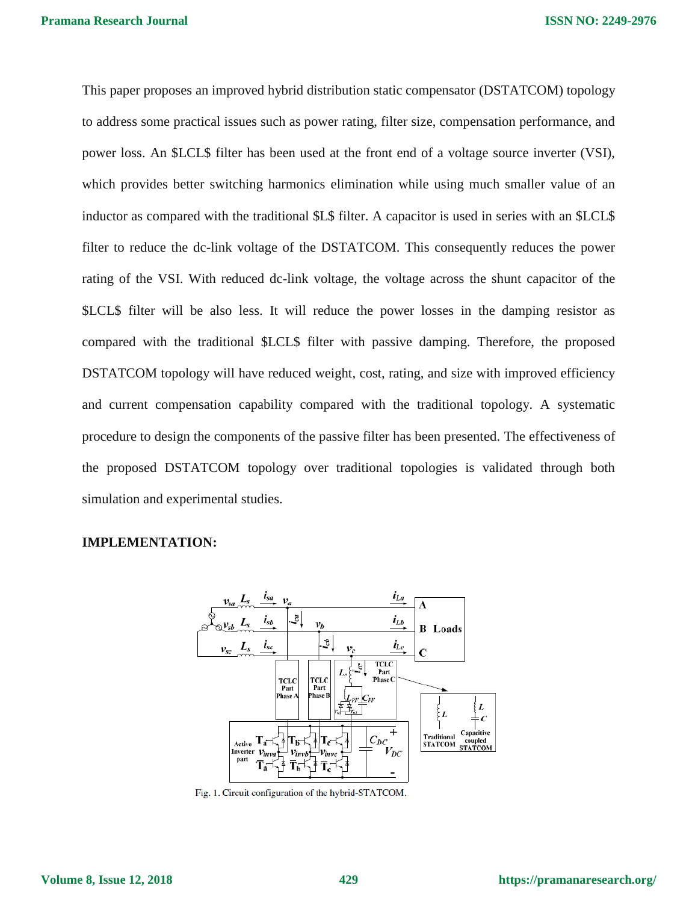This paper proposes an improved hybrid distribution static compensator (DSTATCOM) topology to address some practical issues such as power rating, filter size, compensation performance, and power loss. An $LCL$ filter has been used at the front end of a voltage source inverter (VSI), which provides better switching harmonics elimination while using much smaller value of an inductor as compared with the traditional $L$ filter. A capacitor is used in series with an $LCL$ filter to reduce the dc-link voltage of the DSTATCOM. This consequently reduces the power rating of the VSI. With reduced dc-link voltage, the voltage across the shunt capacitor of the $LCL$ filter will be also less. It will reduce the power losses in the damping resistor as compared with the traditional $LCL$ filter with passive damping. Therefore, the proposed DSTATCOM topology will have reduced weight, cost, rating, and size with improved efficiency and current compensation capability compared with the traditional topology. A systematic procedure to design the components of the passive filter has been presented. The effectiveness of the proposed DSTATCOM topology over traditional topologies is validated through both simulation and experimental studies.

**IMPLEMENTATION:**

Fig. 1. Circuit configuration of the hybrid-STATCOM.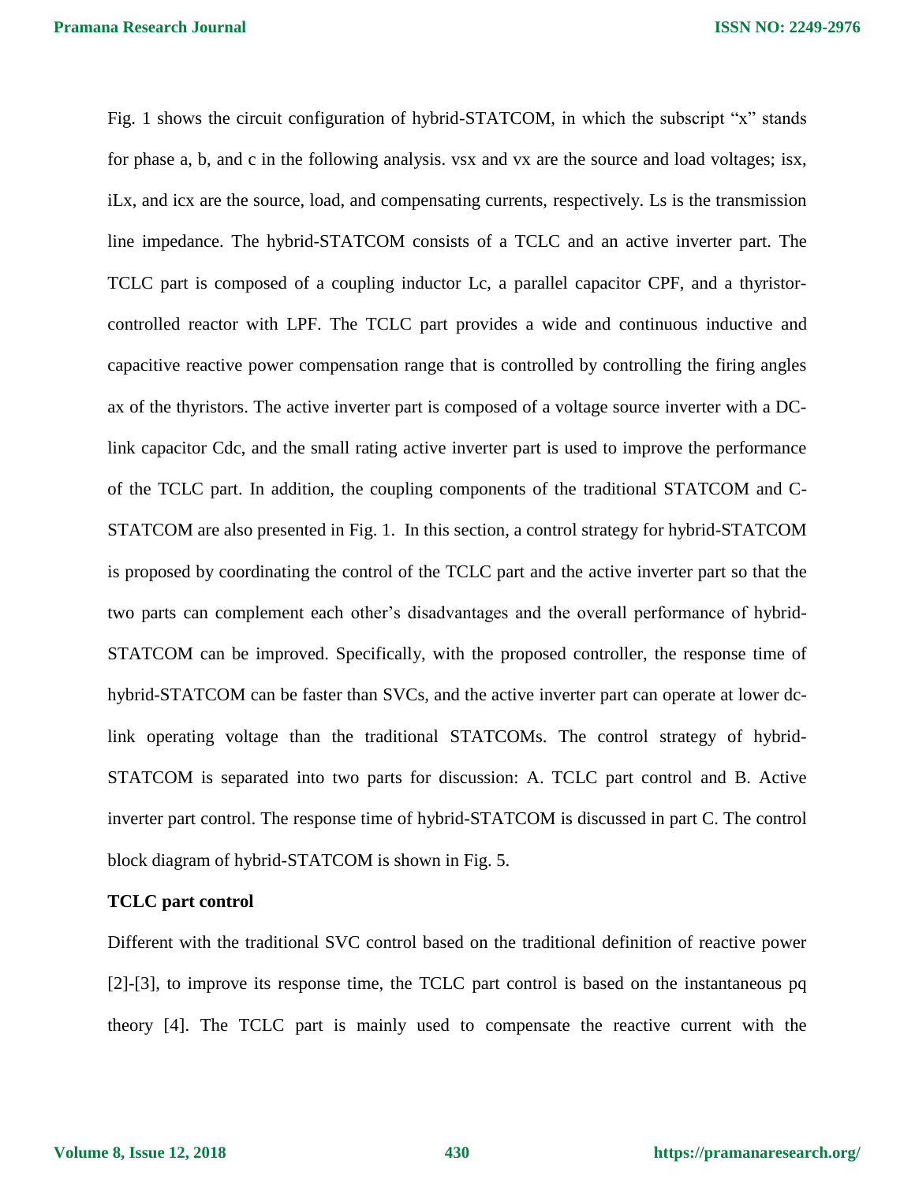Fig. 1 shows the circuit configuration of hybrid-STATCOM, in which the subscript "x" stands for phase a, b, and c in the following analysis. vsx and vx are the source and load voltages; isx, iLx, and icx are the source, load, and compensating currents, respectively. Ls is the transmission line impedance. The hybrid-STATCOM consists of a TCLC and an active inverter part. The TCLC part is composed of a coupling inductor Lc, a parallel capacitor CPF, and a thyristor-controlled reactor with LPF. The TCLC part provides a wide and continuous inductive and capacitive reactive power compensation range that is controlled by controlling the firing angles ax of the thyristors. The active inverter part is composed of a voltage source inverter with a DC-link capacitor Cdc, and the small rating active inverter part is used to improve the performance of the TCLC part. In addition, the coupling components of the traditional STATCOM and C-STATCOM are also presented in Fig. 1. In this section, a control strategy for hybrid-STATCOM is proposed by coordinating the control of the TCLC part and the active inverter part so that the two parts can complement each other's disadvantages and the overall performance of hybrid-STATCOM can be improved. Specifically, with the proposed controller, the response time of hybrid-STATCOM can be faster than SVCs, and the active inverter part can operate at lower dc-link operating voltage than the traditional STATCOMs. The control strategy of hybrid-STATCOM is separated into two parts for discussion: A. TCLC part control and B. Active inverter part control. The response time of hybrid-STATCOM is discussed in part C. The control block diagram of hybrid-STATCOM is shown in Fig. 5.

**TCLC part control**

Different with the traditional SVC control based on the traditional definition of reactive power [2]-[3], to improve its response time, the TCLC part control is based on the instantaneous pq theory [4]. The TCLC part is mainly used to compensate the reactive current with the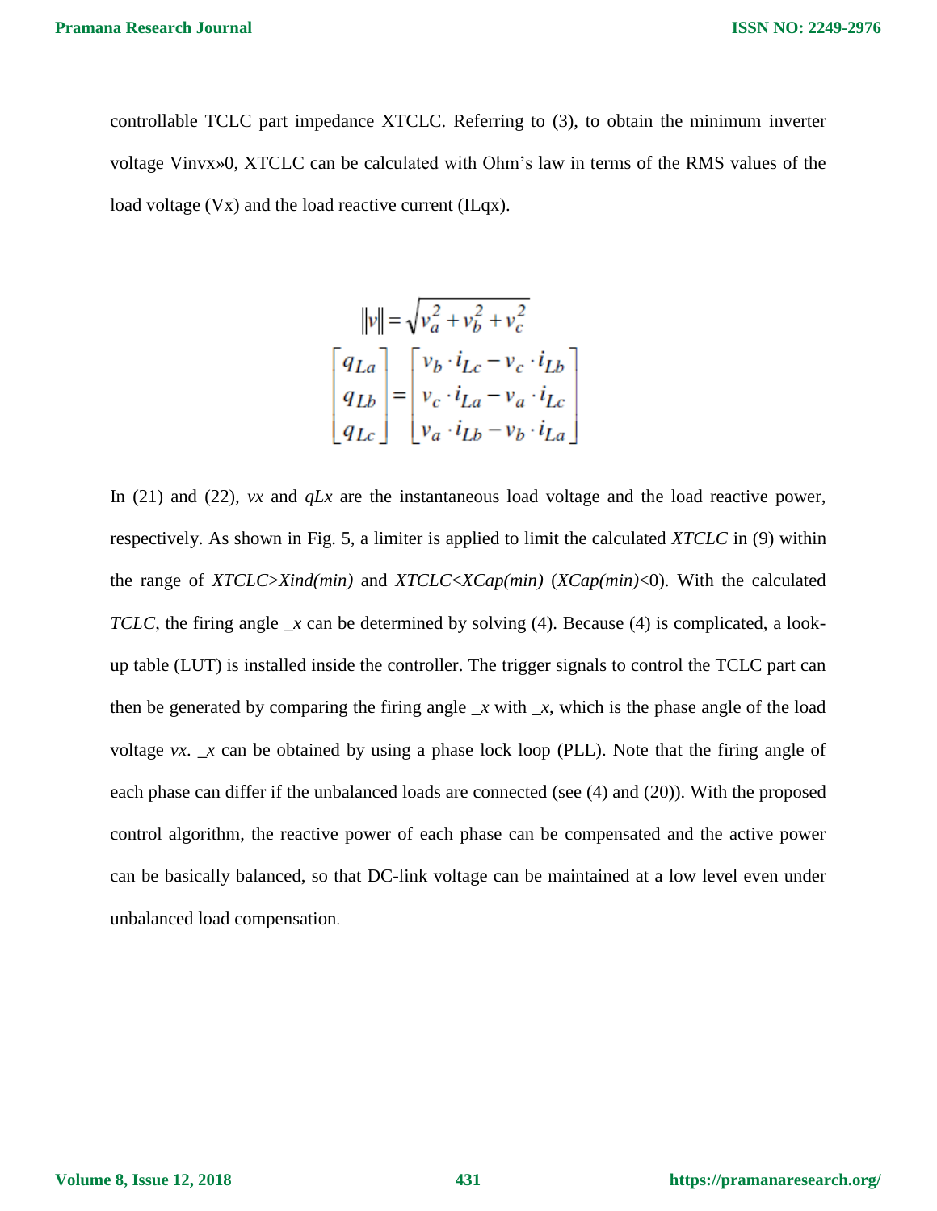controllable TCLC part impedance XTCLC. Referring to (3), to obtain the minimum inverter voltage Vinvx»0, XTCLC can be calculated with Ohm's law in terms of the RMS values of the load voltage (Vx) and the load reactive current (ILqx).

$$\|v\| = \sqrt{v_a^2 + v_b^2 + v_c^2}$$

$$\begin{bmatrix} q_{La} \\ q_{Lb} \\ q_{Lc} \end{bmatrix} = \begin{bmatrix} v_b \cdot i_{Lc} - v_c \cdot i_{Lb} \\ v_c \cdot i_{La} - v_a \cdot i_{Lc} \\ v_a \cdot i_{Lb} - v_b \cdot i_{La} \end{bmatrix}$$

In (21) and (22), *vx* and *qLx* are the instantaneous load voltage and the load reactive power, respectively. As shown in Fig. 5, a limiter is applied to limit the calculated *XTCLC* in (9) within the range of *XTCLC>Xind(min)* and *XTCLC<XCap(min)* (*XCap(min)*<0). With the calculated *TCLC*, the firing angle _*x* can be determined by solving (4). Because (4) is complicated, a look-up table (LUT) is installed inside the controller. The trigger signals to control the TCLC part can then be generated by comparing the firing angle _*x* with _*x*, which is the phase angle of the load voltage *vx*. _*x* can be obtained by using a phase lock loop (PLL). Note that the firing angle of each phase can differ if the unbalanced loads are connected (see (4) and (20)). With the proposed control algorithm, the reactive power of each phase can be compensated and the active power can be basically balanced, so that DC-link voltage can be maintained at a low level even under unbalanced load compensation.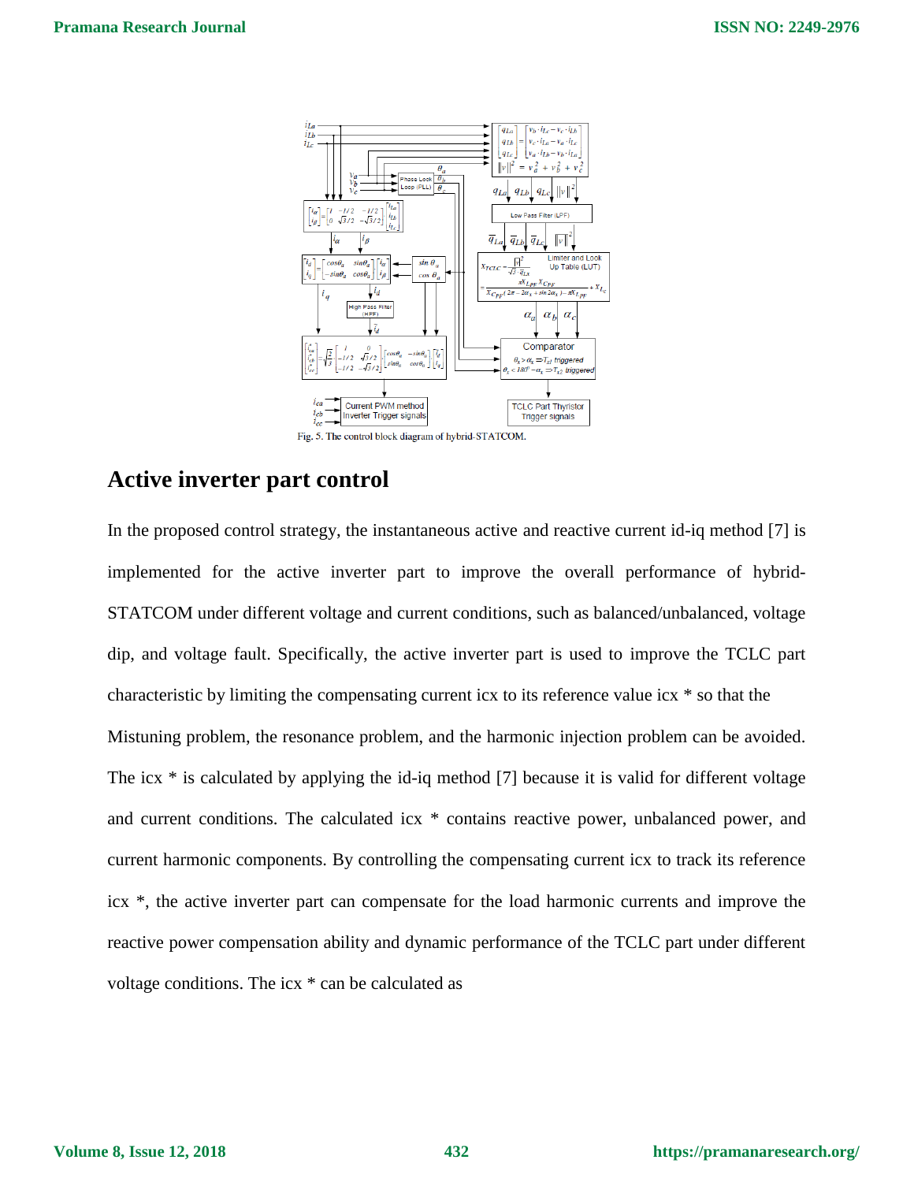Fig. 5. The control block diagram of hybrid-STATCOM.

## Active inverter part control

In the proposed control strategy, the instantaneous active and reactive current id-iq method [7] is implemented for the active inverter part to improve the overall performance of hybrid-STATCOM under different voltage and current conditions, such as balanced/unbalanced, voltage dip, and voltage fault. Specifically, the active inverter part is used to improve the TCLC part characteristic by limiting the compensating current icx to its reference value icx * so that the Mistuning problem, the resonance problem, and the harmonic injection problem can be avoided. The icx * is calculated by applying the id-iq method [7] because it is valid for different voltage and current conditions. The calculated icx * contains reactive power, unbalanced power, and current harmonic components. By controlling the compensating current icx to track its reference icx *, the active inverter part can compensate for the load harmonic currents and improve the reactive power compensation ability and dynamic performance of the TCLC part under different voltage conditions. The icx * can be calculated as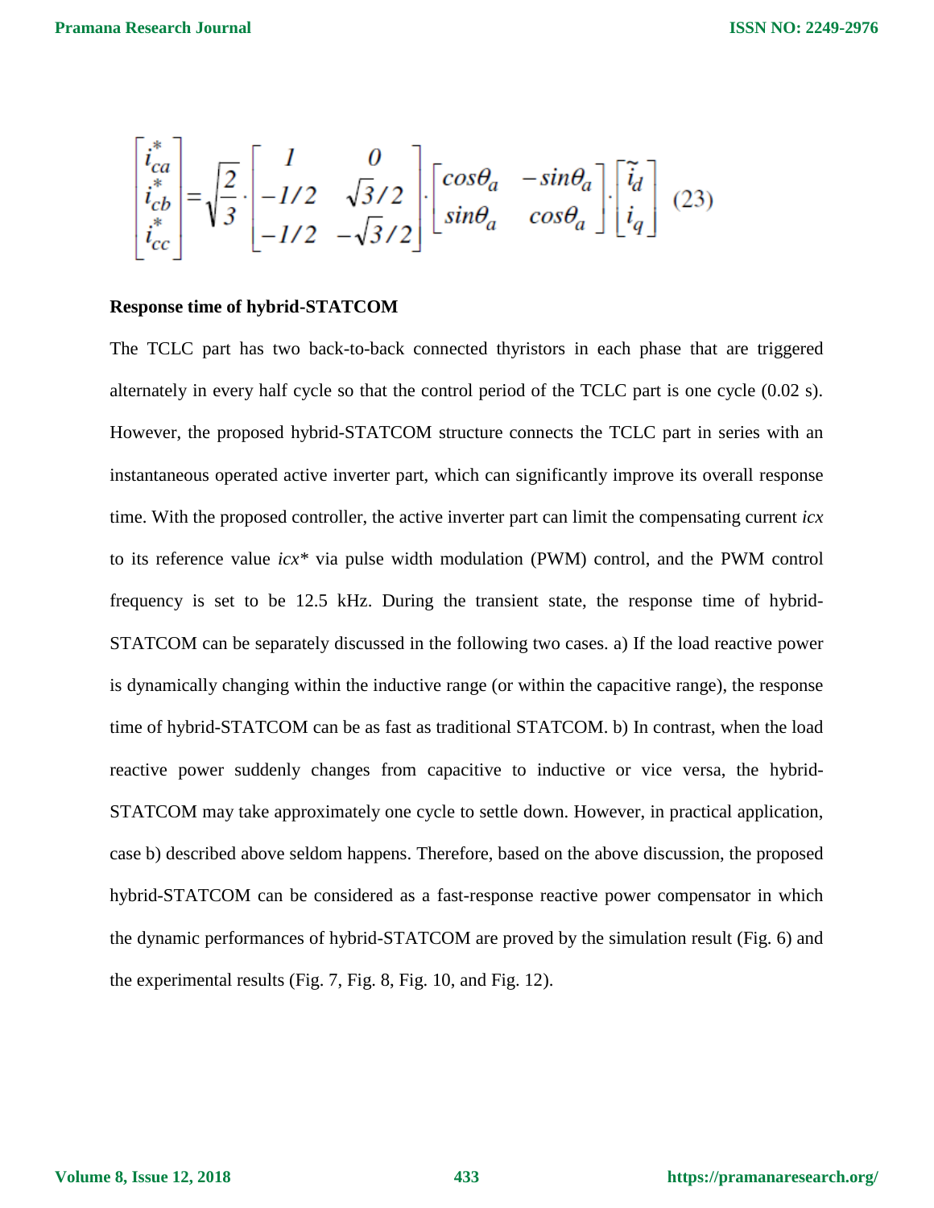$$\begin{bmatrix} i_{ca}^{*} \\ i_{cb}^{*} \\ i_{cc}^{*} \end{bmatrix} = \sqrt{\frac{2}{3}} \cdot \begin{bmatrix} 1 & 0 \\ -1/2 & \sqrt{3}/2 \\ -1/2 & -\sqrt{3}/2 \end{bmatrix} \cdot \begin{bmatrix} cos\theta_a & -sin\theta_a \\ sin\theta_a & cos\theta_a \end{bmatrix} \cdot \begin{bmatrix} \tilde{i}_d \\ i_q \end{bmatrix} \quad (23)$$

**Response time of hybrid-STATCOM**

The TCLC part has two back-to-back connected thyristors in each phase that are triggered alternately in every half cycle so that the control period of the TCLC part is one cycle (0.02 s). However, the proposed hybrid-STATCOM structure connects the TCLC part in series with an instantaneous operated active inverter part, which can significantly improve its overall response time. With the proposed controller, the active inverter part can limit the compensating current *icx* to its reference value *icx** via pulse width modulation (PWM) control, and the PWM control frequency is set to be 12.5 kHz. During the transient state, the response time of hybrid-STATCOM can be separately discussed in the following two cases. a) If the load reactive power is dynamically changing within the inductive range (or within the capacitive range), the response time of hybrid-STATCOM can be as fast as traditional STATCOM. b) In contrast, when the load reactive power suddenly changes from capacitive to inductive or vice versa, the hybrid-STATCOM may take approximately one cycle to settle down. However, in practical application, case b) described above seldom happens. Therefore, based on the above discussion, the proposed hybrid-STATCOM can be considered as a fast-response reactive power compensator in which the dynamic performances of hybrid-STATCOM are proved by the simulation result (Fig. 6) and the experimental results (Fig. 7, Fig. 8, Fig. 10, and Fig. 12).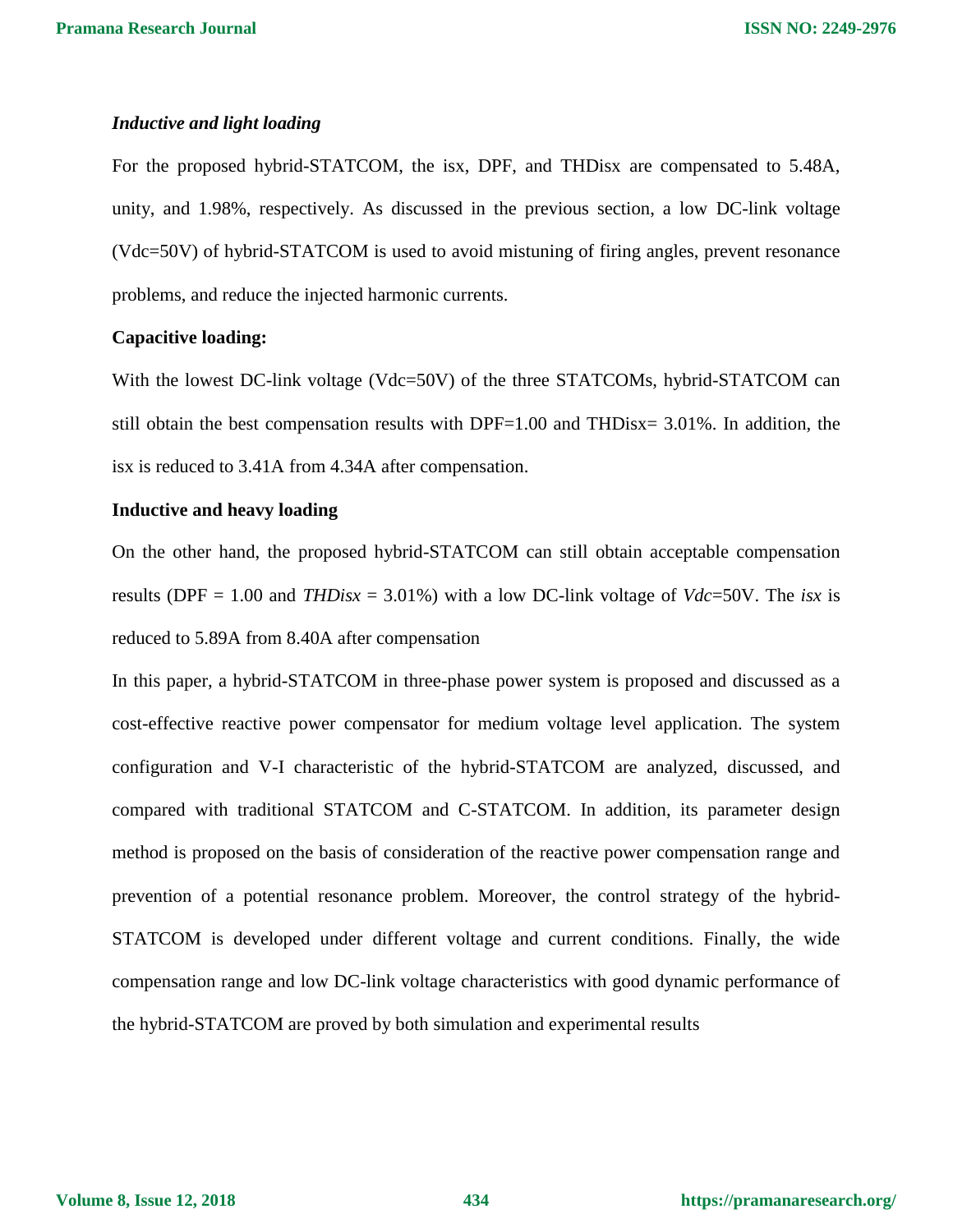***Inductive and light loading***

For the proposed hybrid-STATCOM, the isx, DPF, and THDisx are compensated to 5.48A, unity, and 1.98%, respectively. As discussed in the previous section, a low DC-link voltage (Vdc=50V) of hybrid-STATCOM is used to avoid mistuning of firing angles, prevent resonance problems, and reduce the injected harmonic currents.

**Capacitive loading:**

With the lowest DC-link voltage (Vdc=50V) of the three STATCOMs, hybrid-STATCOM can still obtain the best compensation results with DPF=1.00 and THDisx= 3.01%. In addition, the isx is reduced to 3.41A from 4.34A after compensation.

**Inductive and heavy loading**

On the other hand, the proposed hybrid-STATCOM can still obtain acceptable compensation results (DPF = 1.00 and *THDisx* = 3.01%) with a low DC-link voltage of *Vdc*=50V. The *isx* is reduced to 5.89A from 8.40A after compensation

In this paper, a hybrid-STATCOM in three-phase power system is proposed and discussed as a cost-effective reactive power compensator for medium voltage level application. The system configuration and V-I characteristic of the hybrid-STATCOM are analyzed, discussed, and compared with traditional STATCOM and C-STATCOM. In addition, its parameter design method is proposed on the basis of consideration of the reactive power compensation range and prevention of a potential resonance problem. Moreover, the control strategy of the hybrid-STATCOM is developed under different voltage and current conditions. Finally, the wide compensation range and low DC-link voltage characteristics with good dynamic performance of the hybrid-STATCOM are proved by both simulation and experimental results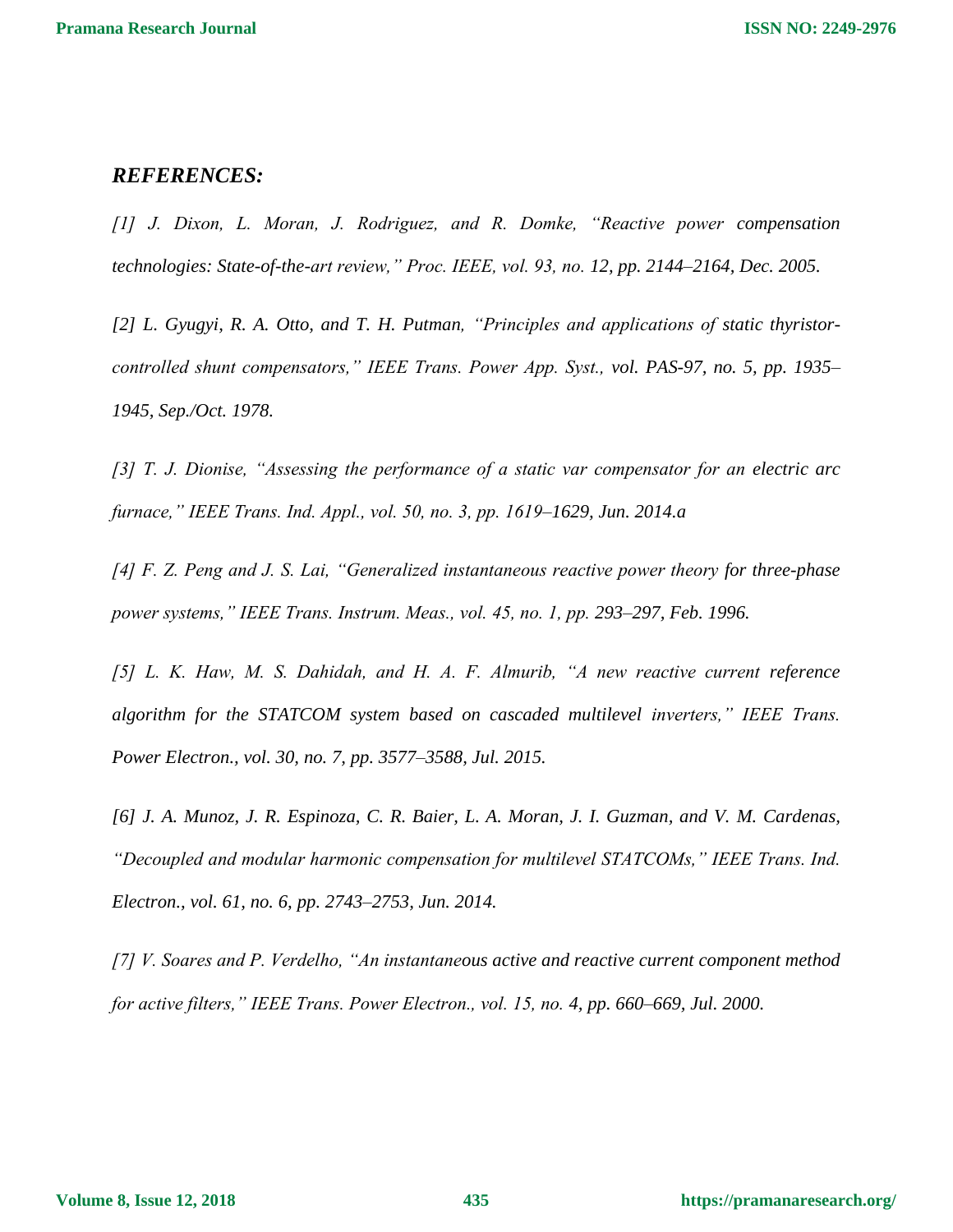## *REFERENCES:*

*[1] J. Dixon, L. Moran, J. Rodriguez, and R. Domke, "Reactive power compensation technologies: State-of-the-art review," Proc. IEEE, vol. 93, no. 12, pp. 2144–2164, Dec. 2005.*

*[2] L. Gyugyi, R. A. Otto, and T. H. Putman, "Principles and applications of static thyristor-controlled shunt compensators," IEEE Trans. Power App. Syst., vol. PAS-97, no. 5, pp. 1935–1945, Sep./Oct. 1978.*

*[3] T. J. Dionise, "Assessing the performance of a static var compensator for an electric arc furnace," IEEE Trans. Ind. Appl., vol. 50, no. 3, pp. 1619–1629, Jun. 2014.a*

*[4] F. Z. Peng and J. S. Lai, "Generalized instantaneous reactive power theory for three-phase power systems," IEEE Trans. Instrum. Meas., vol. 45, no. 1, pp. 293–297, Feb. 1996.*

*[5] L. K. Haw, M. S. Dahidah, and H. A. F. Almurib, "A new reactive current reference algorithm for the STATCOM system based on cascaded multilevel inverters," IEEE Trans. Power Electron., vol. 30, no. 7, pp. 3577–3588, Jul. 2015.*

*[6] J. A. Munoz, J. R. Espinoza, C. R. Baier, L. A. Moran, J. I. Guzman, and V. M. Cardenas, "Decoupled and modular harmonic compensation for multilevel STATCOMs," IEEE Trans. Ind. Electron., vol. 61, no. 6, pp. 2743–2753, Jun. 2014.*

*[7] V. Soares and P. Verdelho, "An instantaneous active and reactive current component method for active filters," IEEE Trans. Power Electron., vol. 15, no. 4, pp. 660–669, Jul. 2000.*